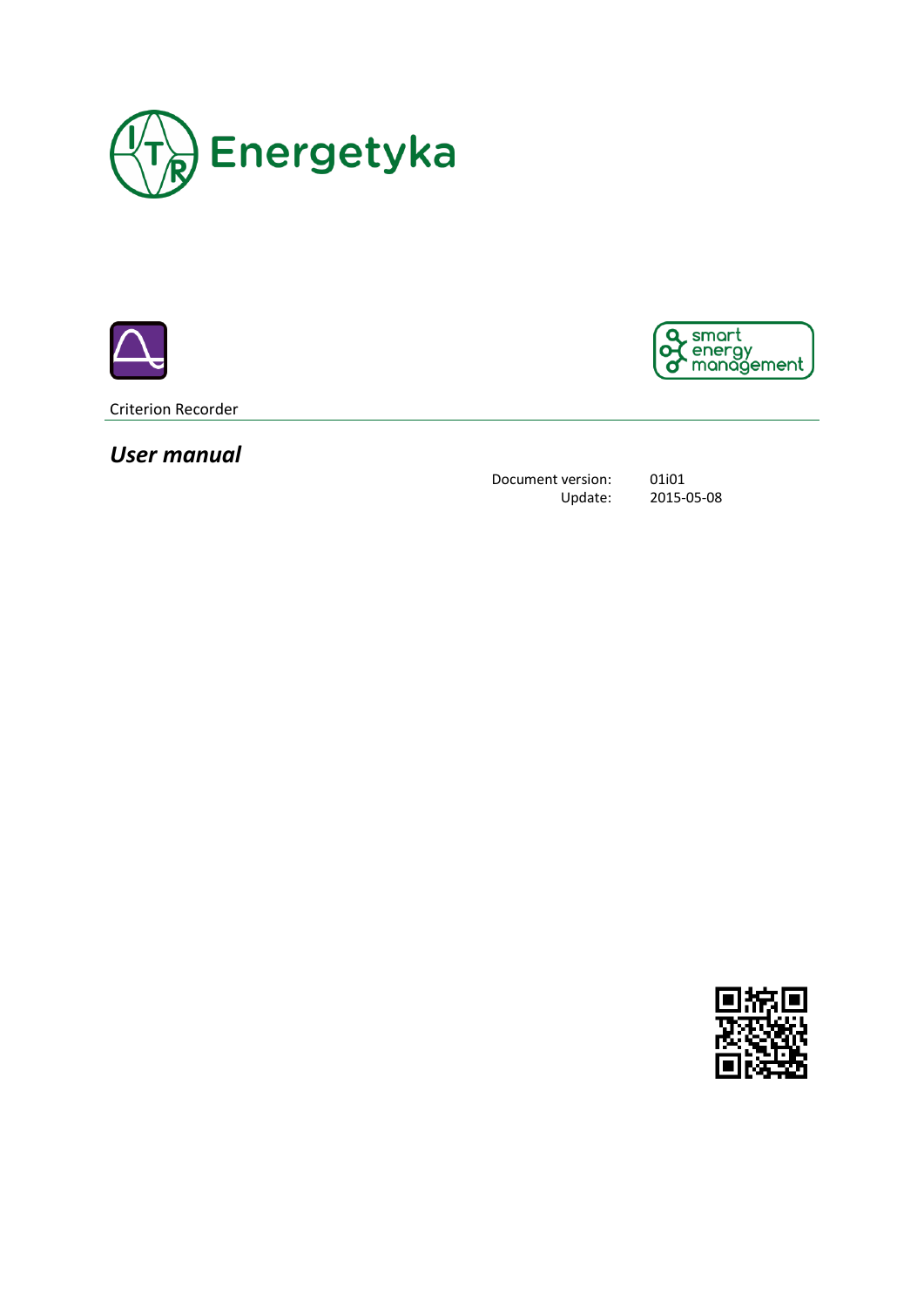Energetyka

smart energy management

Criterion Recorder

# *User manual*

| | |
|---|---|
| Document version: | 01i01 |
| Update: | 2015-05-08 |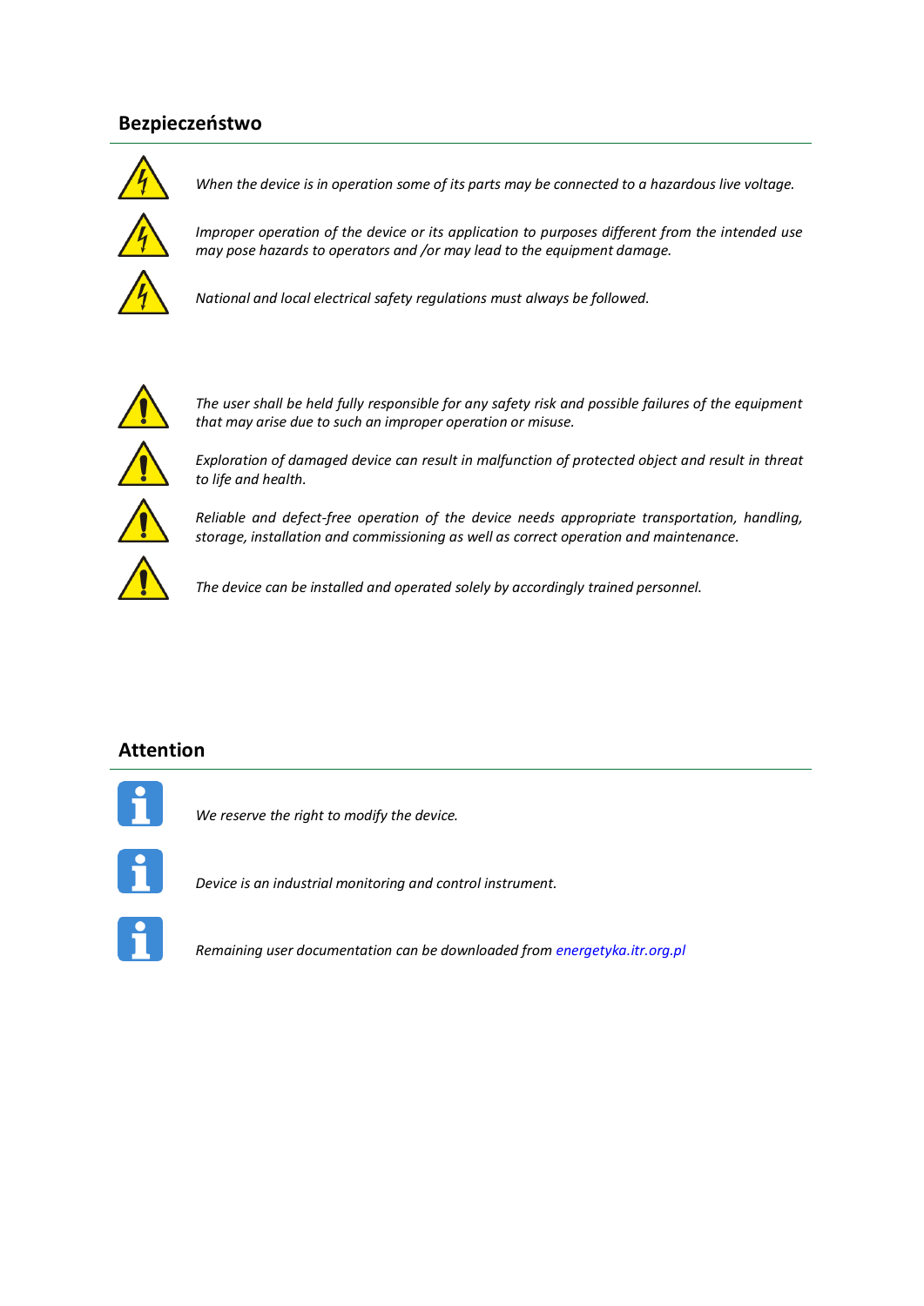## Bezpieczeństwo

*When the device is in operation some of its parts may be connected to a hazardous live voltage.*

*Improper operation of the device or its application to purposes different from the intended use may pose hazards to operators and /or may lead to the equipment damage.*

*National and local electrical safety regulations must always be followed.*

*The user shall be held fully responsible for any safety risk and possible failures of the equipment that may arise due to such an improper operation or misuse.*

*Exploration of damaged device can result in malfunction of protected object and result in threat to life and health.*

*Reliable and defect-free operation of the device needs appropriate transportation, handling, storage, installation and commissioning as well as correct operation and maintenance.*

*The device can be installed and operated solely by accordingly trained personnel.*

## Attention

*We reserve the right to modify the device.*

*Device is an industrial monitoring and control instrument.*

*Remaining user documentation can be downloaded from energetyka.itr.org.pl*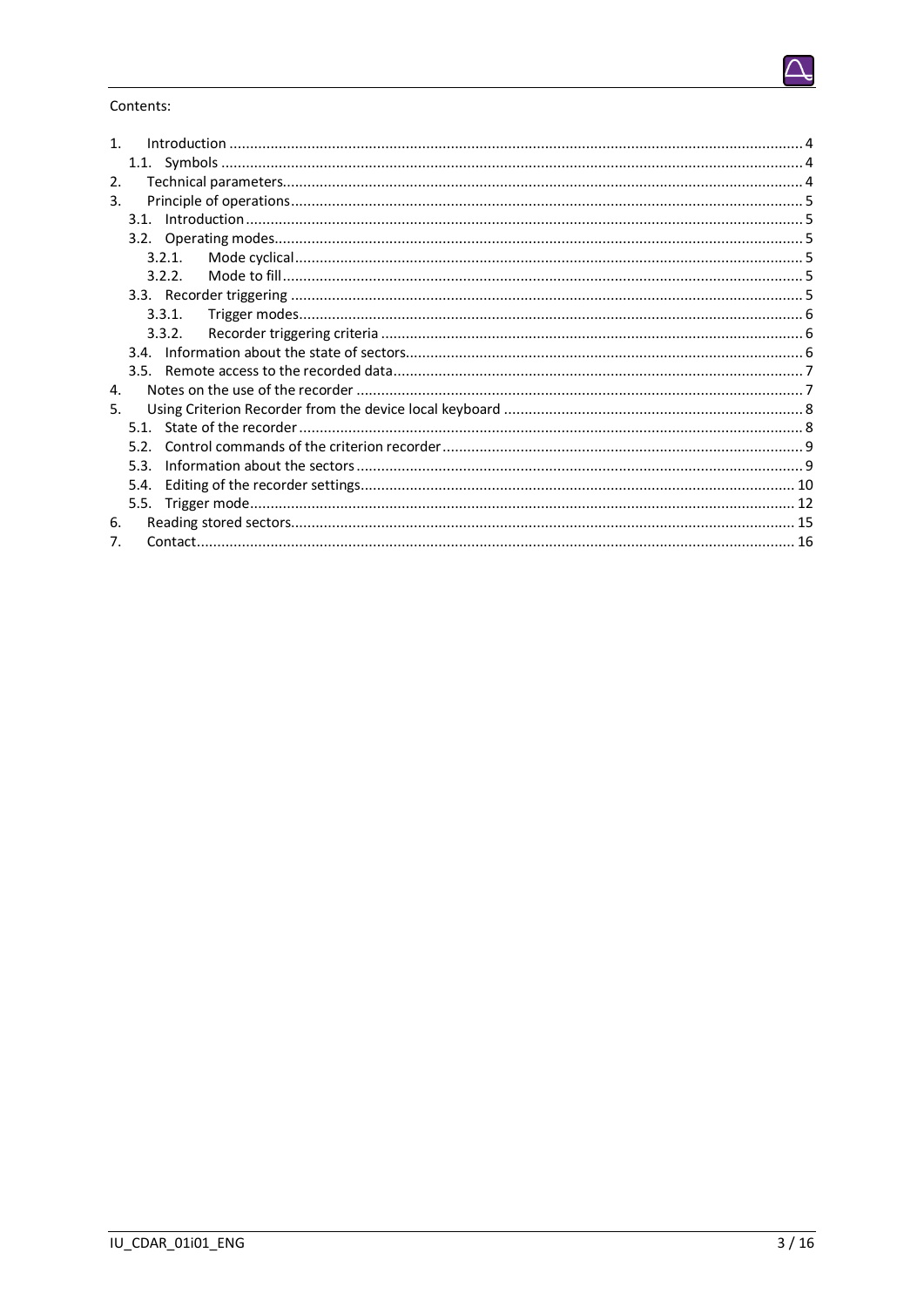Contents:

1. Introduction .......... 4
   1.1. Symbols .......... 4
2. Technical parameters .......... 4
3. Principle of operations .......... 5
   3.1. Introduction .......... 5
   3.2. Operating modes .......... 5
      3.2.1. Mode cyclical .......... 5
      3.2.2. Mode to fill .......... 5
   3.3. Recorder triggering .......... 5
      3.3.1. Trigger modes .......... 6
      3.3.2. Recorder triggering criteria .......... 6
   3.4. Information about the state of sectors .......... 6
   3.5. Remote access to the recorded data .......... 7
4. Notes on the use of the recorder .......... 7
5. Using Criterion Recorder from the device local keyboard .......... 8
   5.1. State of the recorder .......... 8
   5.2. Control commands of the criterion recorder .......... 9
   5.3. Information about the sectors .......... 9
   5.4. Editing of the recorder settings .......... 10
   5.5. Trigger mode .......... 12
6. Reading stored sectors .......... 15
7. Contact .......... 16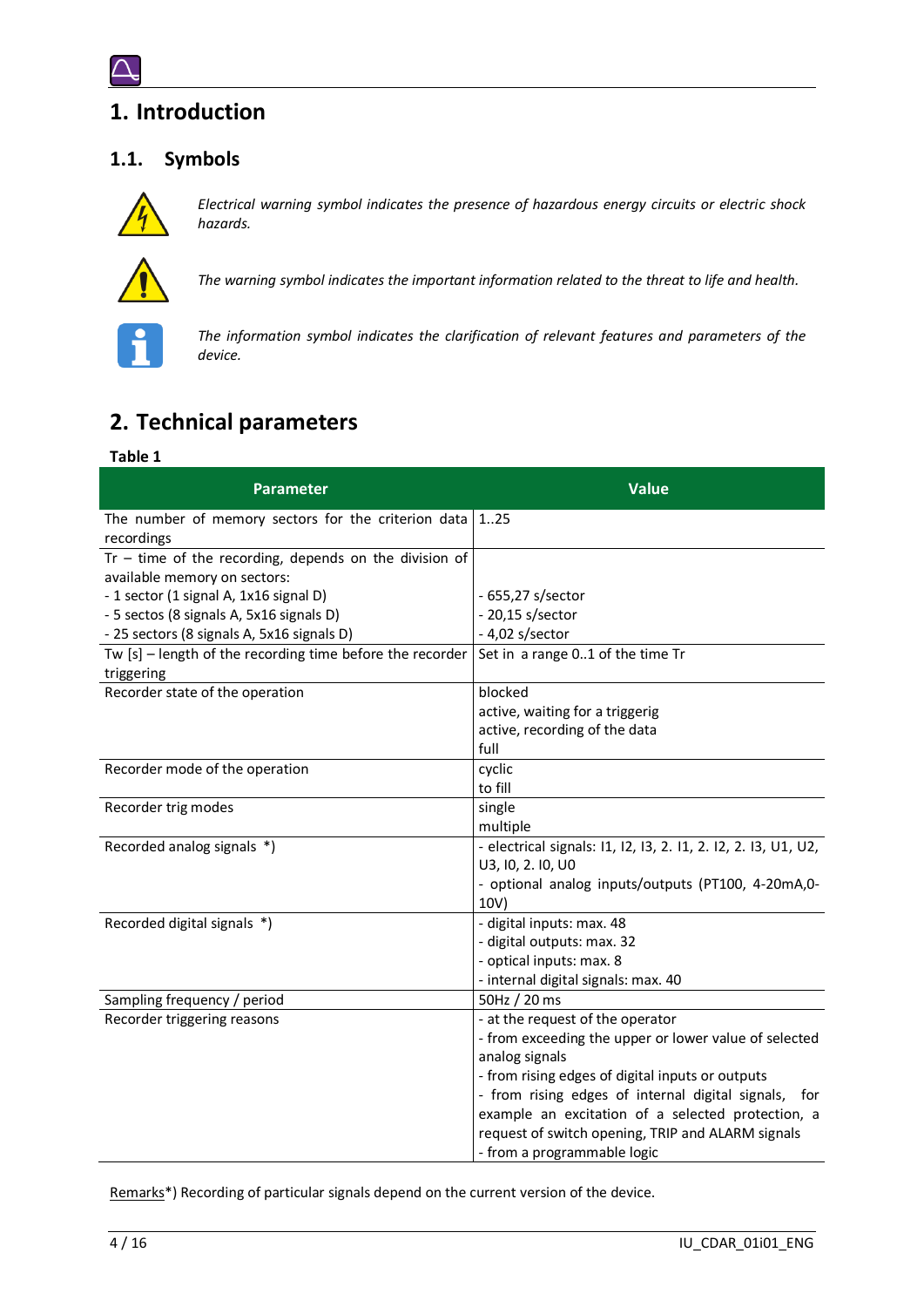# 1. Introduction

## 1.1. Symbols

*Electrical warning symbol indicates the presence of hazardous energy circuits or electric shock hazards.*

*The warning symbol indicates the important information related to the threat to life and health.*

*The information symbol indicates the clarification of relevant features and parameters of the device.*

# 2. Technical parameters

**Table 1**

| Parameter | Value |
|---|---|
| The number of memory sectors for the criterion data recordings | 1..25 |
| Tr – time of the recording, depends on the division of available memory on sectors:<br>- 1 sector (1 signal A, 1x16 signal D)<br>- 5 sectos (8 signals A, 5x16 signals D)<br>- 25 sectors (8 signals A, 5x16 signals D) | <br><br>- 655,27 s/sector<br>- 20,15 s/sector<br>- 4,02 s/sector |
| Tw [s] – length of the recording time before the recorder triggering | Set in a range 0..1 of the time Tr |
| Recorder state of the operation | blocked<br>active, waiting for a triggerig<br>active, recording of the data<br>full |
| Recorder mode of the operation | cyclic<br>to fill |
| Recorder trig modes | single<br>multiple |
| Recorded analog signals *) | - electrical signals: I1, I2, I3, 2. I1, 2. I2, 2. I3, U1, U2, U3, I0, 2. I0, U0<br>- optional analog inputs/outputs (PT100, 4-20mA,0-10V) |
| Recorded digital signals *) | - digital inputs: max. 48<br>- digital outputs: max. 32<br>- optical inputs: max. 8<br>- internal digital signals: max. 40 |
| Sampling frequency / period | 50Hz / 20 ms |
| Recorder triggering reasons | - at the request of the operator<br>- from exceeding the upper or lower value of selected analog signals<br>- from rising edges of digital inputs or outputs<br>- from rising edges of internal digital signals, for example an excitation of a selected protection, a request of switch opening, TRIP and ALARM signals<br>- from a programmable logic |

Remarks*) Recording of particular signals depend on the current version of the device.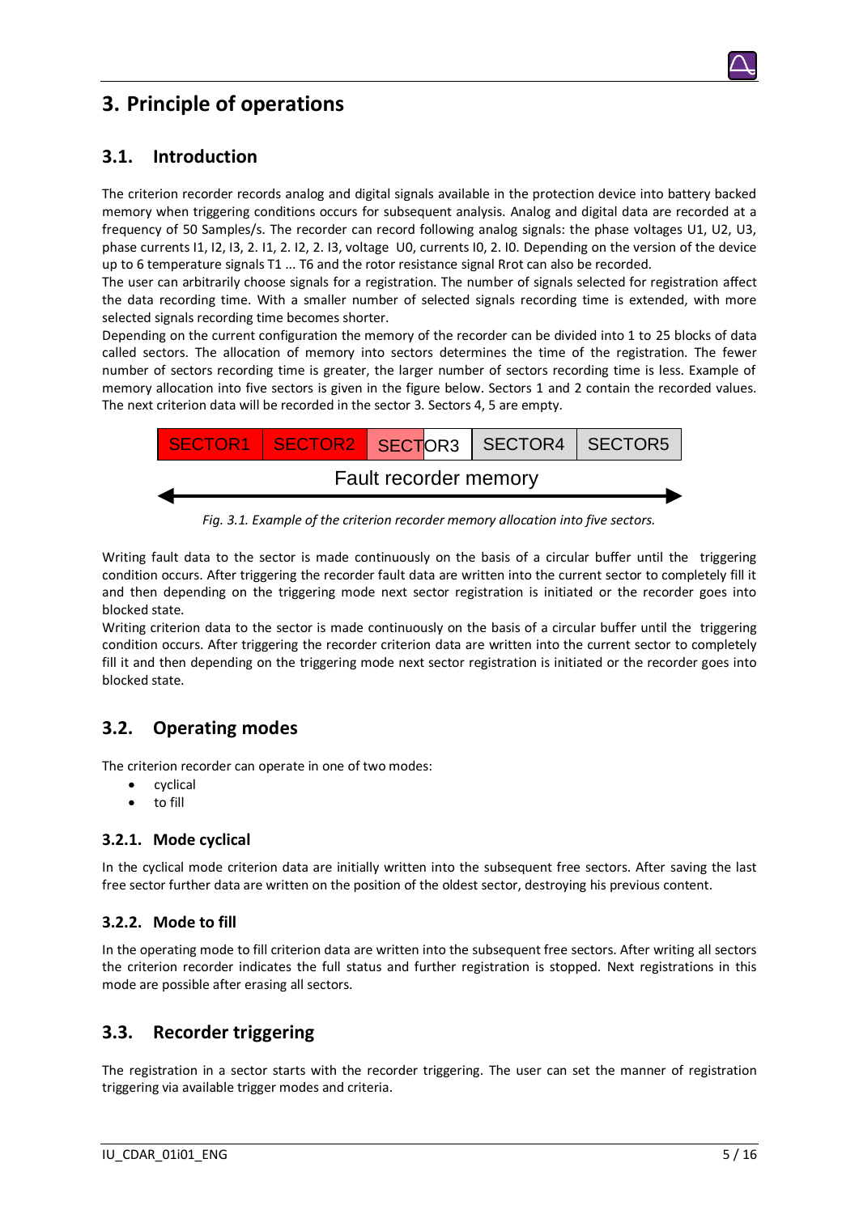# 3. Principle of operations

## 3.1. Introduction

The criterion recorder records analog and digital signals available in the protection device into battery backed memory when triggering conditions occurs for subsequent analysis. Analog and digital data are recorded at a frequency of 50 Samples/s. The recorder can record following analog signals: the phase voltages U1, U2, U3, phase currents I1, I2, I3, 2. I1, 2. I2, 2. I3, voltage U0, currents I0, 2. I0. Depending on the version of the device up to 6 temperature signals T1 ... T6 and the rotor resistance signal Rrot can also be recorded.
The user can arbitrarily choose signals for a registration. The number of signals selected for registration affect the data recording time. With a smaller number of selected signals recording time is extended, with more selected signals recording time becomes shorter.
Depending on the current configuration the memory of the recorder can be divided into 1 to 25 blocks of data called sectors. The allocation of memory into sectors determines the time of the registration. The fewer number of sectors recording time is greater, the larger number of sectors recording time is less. Example of memory allocation into five sectors is given in the figure below. Sectors 1 and 2 contain the recorded values. The next criterion data will be recorded in the sector 3. Sectors 4, 5 are empty.

| SECTOR1 | SECTOR2 | SECTOR3 | SECTOR4 | SECTOR5 |
|---|---|---|---|---|

Fault recorder memory

*Fig. 3.1. Example of the criterion recorder memory allocation into five sectors.*

Writing fault data to the sector is made continuously on the basis of a circular buffer until the triggering condition occurs. After triggering the recorder fault data are written into the current sector to completely fill it and then depending on the triggering mode next sector registration is initiated or the recorder goes into blocked state.
Writing criterion data to the sector is made continuously on the basis of a circular buffer until the triggering condition occurs. After triggering the recorder criterion data are written into the current sector to completely fill it and then depending on the triggering mode next sector registration is initiated or the recorder goes into blocked state.

## 3.2. Operating modes

The criterion recorder can operate in one of two modes:

- cyclical
- to fill

### 3.2.1. Mode cyclical

In the cyclical mode criterion data are initially written into the subsequent free sectors. After saving the last free sector further data are written on the position of the oldest sector, destroying his previous content.

### 3.2.2. Mode to fill

In the operating mode to fill criterion data are written into the subsequent free sectors. After writing all sectors the criterion recorder indicates the full status and further registration is stopped. Next registrations in this mode are possible after erasing all sectors.

## 3.3. Recorder triggering

The registration in a sector starts with the recorder triggering. The user can set the manner of registration triggering via available trigger modes and criteria.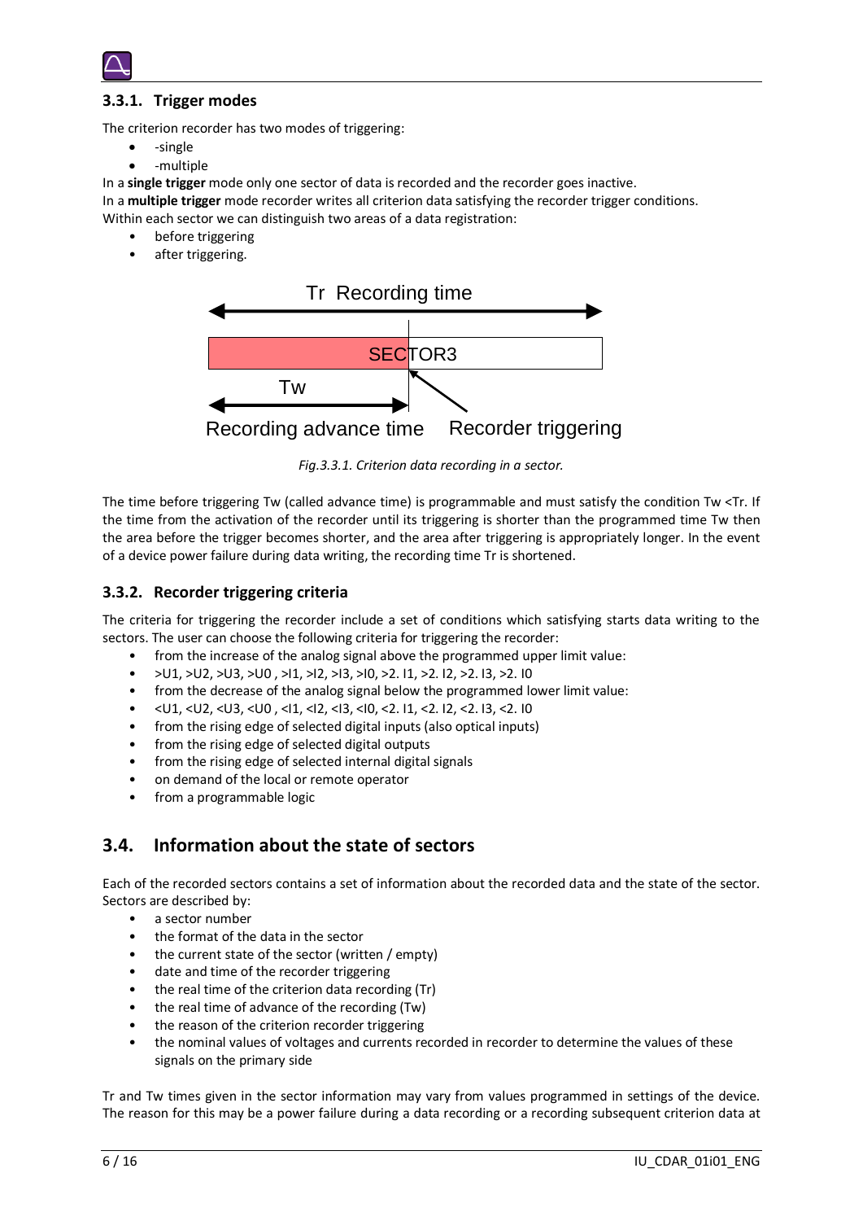### 3.3.1. Trigger modes

The criterion recorder has two modes of triggering:

- -single
- -multiple

In a **single trigger** mode only one sector of data is recorded and the recorder goes inactive.
In a **multiple trigger** mode recorder writes all criterion data satisfying the recorder trigger conditions.
Within each sector we can distinguish two areas of a data registration:

- before triggering
- after triggering.

Tr Recording time

SECTOR3

Tw

Recording advance time Recorder triggering

*Fig.3.3.1. Criterion data recording in a sector.*

The time before triggering Tw (called advance time) is programmable and must satisfy the condition Tw <Tr. If the time from the activation of the recorder until its triggering is shorter than the programmed time Tw then the area before the trigger becomes shorter, and the area after triggering is appropriately longer. In the event of a device power failure during data writing, the recording time Tr is shortened.

### 3.3.2. Recorder triggering criteria

The criteria for triggering the recorder include a set of conditions which satisfying starts data writing to the sectors. The user can choose the following criteria for triggering the recorder:

- from the increase of the analog signal above the programmed upper limit value:
- >U1, >U2, >U3, >U0 , >I1, >I2, >I3, >I0, >2. I1, >2. I2, >2. I3, >2. I0
- from the decrease of the analog signal below the programmed lower limit value:
- <U1, <U2, <U3, <U0 , <I1, <I2, <I3, <I0, <2. I1, <2. I2, <2. I3, <2. I0
- from the rising edge of selected digital inputs (also optical inputs)
- from the rising edge of selected digital outputs
- from the rising edge of selected internal digital signals
- on demand of the local or remote operator
- from a programmable logic

## 3.4. Information about the state of sectors

Each of the recorded sectors contains a set of information about the recorded data and the state of the sector. Sectors are described by:

- a sector number
- the format of the data in the sector
- the current state of the sector (written / empty)
- date and time of the recorder triggering
- the real time of the criterion data recording (Tr)
- the real time of advance of the recording (Tw)
- the reason of the criterion recorder triggering
- the nominal values of voltages and currents recorded in recorder to determine the values of these signals on the primary side

Tr and Tw times given in the sector information may vary from values programmed in settings of the device. The reason for this may be a power failure during a data recording or a recording subsequent criterion data at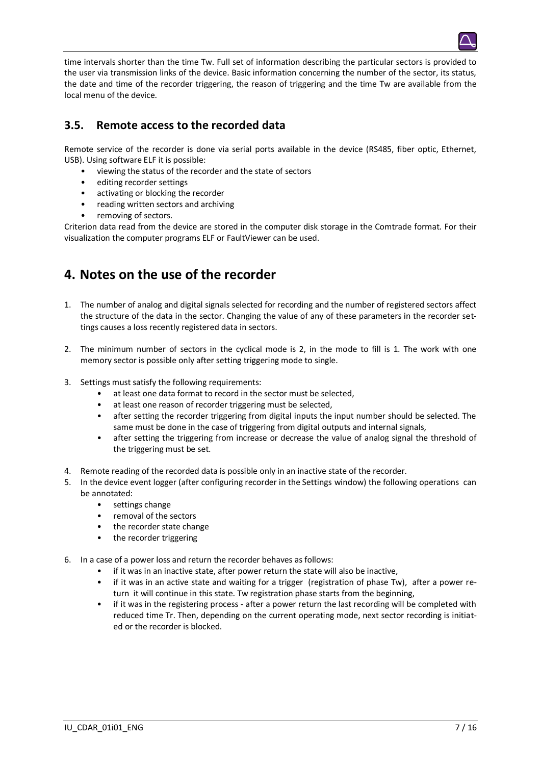time intervals shorter than the time Tw. Full set of information describing the particular sectors is provided to the user via transmission links of the device. Basic information concerning the number of the sector, its status, the date and time of the recorder triggering, the reason of triggering and the time Tw are available from the local menu of the device.

## 3.5. Remote access to the recorded data

Remote service of the recorder is done via serial ports available in the device (RS485, fiber optic, Ethernet, USB). Using software ELF it is possible:

- viewing the status of the recorder and the state of sectors
- editing recorder settings
- activating or blocking the recorder
- reading written sectors and archiving
- removing of sectors.

Criterion data read from the device are stored in the computer disk storage in the Comtrade format. For their visualization the computer programs ELF or FaultViewer can be used.

# 4. Notes on the use of the recorder

1. The number of analog and digital signals selected for recording and the number of registered sectors affect the structure of the data in the sector. Changing the value of any of these parameters in the recorder settings causes a loss recently registered data in sectors.

2. The minimum number of sectors in the cyclical mode is 2, in the mode to fill is 1. The work with one memory sector is possible only after setting triggering mode to single.

3. Settings must satisfy the following requirements:
   - at least one data format to record in the sector must be selected,
   - at least one reason of recorder triggering must be selected,
   - after setting the recorder triggering from digital inputs the input number should be selected. The same must be done in the case of triggering from digital outputs and internal signals,
   - after setting the triggering from increase or decrease the value of analog signal the threshold of the triggering must be set.

4. Remote reading of the recorded data is possible only in an inactive state of the recorder.
5. In the device event logger (after configuring recorder in the Settings window) the following operations can be annotated:
   - settings change
   - removal of the sectors
   - the recorder state change
   - the recorder triggering

6. In a case of a power loss and return the recorder behaves as follows:
   - if it was in an inactive state, after power return the state will also be inactive,
   - if it was in an active state and waiting for a trigger (registration of phase Tw), after a power return it will continue in this state. Tw registration phase starts from the beginning,
   - if it was in the registering process - after a power return the last recording will be completed with reduced time Tr. Then, depending on the current operating mode, next sector recording is initiated or the recorder is blocked.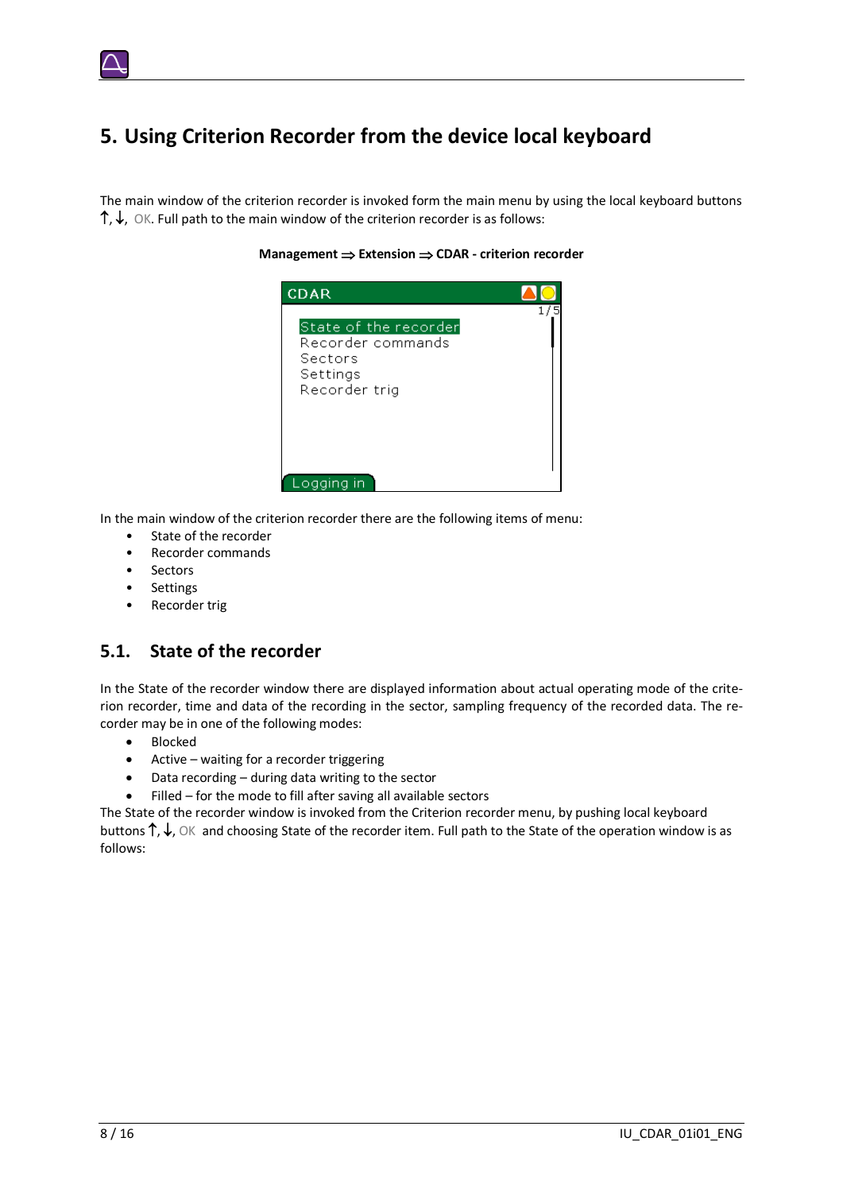# 5. Using Criterion Recorder from the device local keyboard

The main window of the criterion recorder is invoked form the main menu by using the local keyboard buttons ↑, ↓, OK. Full path to the main window of the criterion recorder is as follows:

**Management ⇒ Extension ⇒ CDAR - criterion recorder**

In the main window of the criterion recorder there are the following items of menu:

- State of the recorder
- Recorder commands
- Sectors
- Settings
- Recorder trig

## 5.1. State of the recorder

In the State of the recorder window there are displayed information about actual operating mode of the criterion recorder, time and data of the recording in the sector, sampling frequency of the recorded data. The recorder may be in one of the following modes:

- Blocked
- Active – waiting for a recorder triggering
- Data recording – during data writing to the sector
- Filled – for the mode to fill after saving all available sectors

The State of the recorder window is invoked from the Criterion recorder menu, by pushing local keyboard buttons ↑, ↓, OK and choosing State of the recorder item. Full path to the State of the operation window is as follows: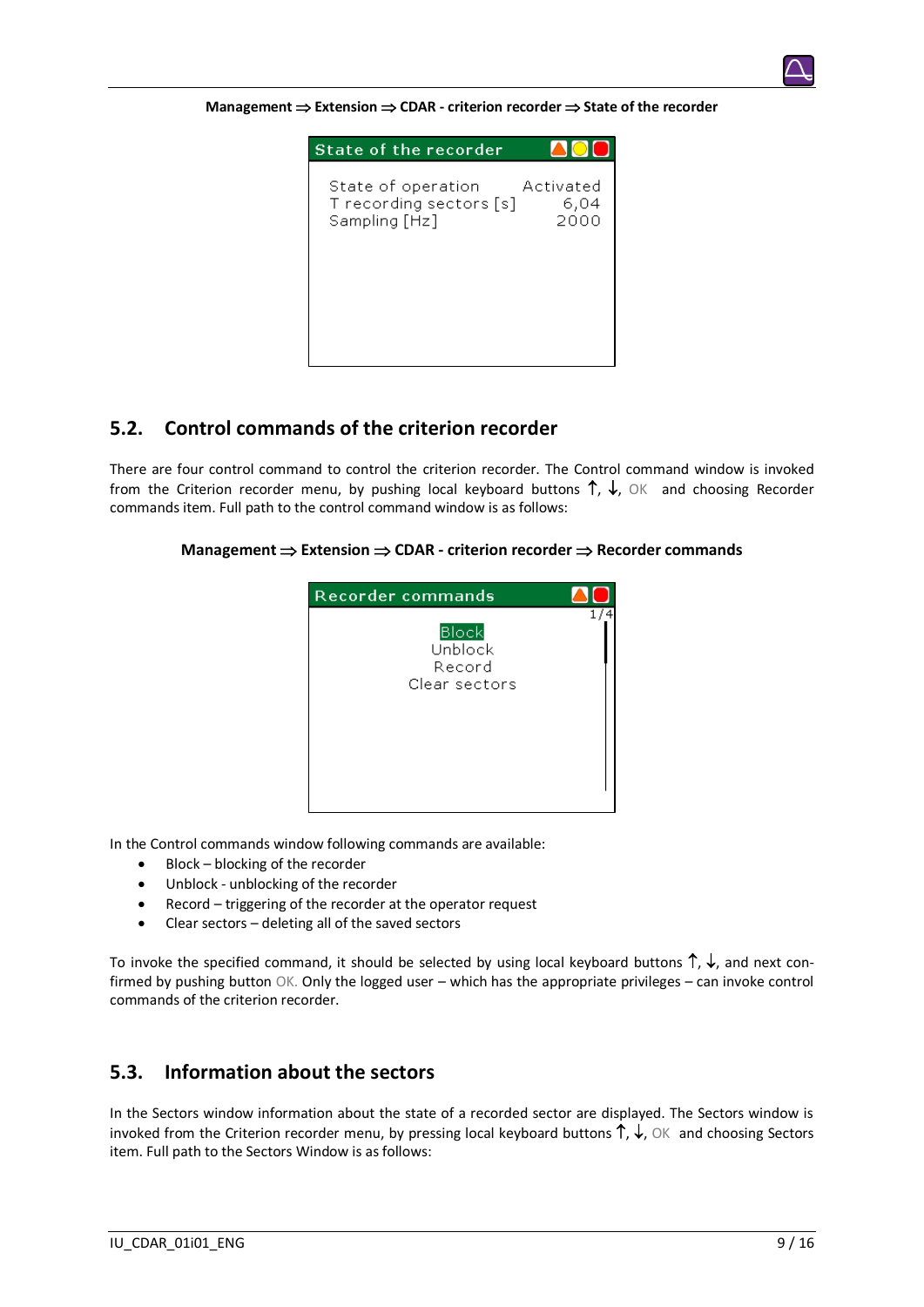**Management ⇒ Extension ⇒ CDAR - criterion recorder ⇒ State of the recorder**

| State of the recorder | |
|---|---|
| State of operation | Activated |
| T recording sectors [s] | 6,04 |
| Sampling [Hz] | 2000 |

## 5.2. Control commands of the criterion recorder

There are four control command to control the criterion recorder. The Control command window is invoked from the Criterion recorder menu, by pushing local keyboard buttons ↑, ↓, OK and choosing Recorder commands item. Full path to the control command window is as follows:

**Management ⇒ Extension ⇒ CDAR - criterion recorder ⇒ Recorder commands**

Recorder commands
1/4
Block
Unblock
Record
Clear sectors

In the Control commands window following commands are available:

- Block – blocking of the recorder
- Unblock - unblocking of the recorder
- Record – triggering of the recorder at the operator request
- Clear sectors – deleting all of the saved sectors

To invoke the specified command, it should be selected by using local keyboard buttons ↑, ↓, and next confirmed by pushing button OK. Only the logged user – which has the appropriate privileges – can invoke control commands of the criterion recorder.

## 5.3. Information about the sectors

In the Sectors window information about the state of a recorded sector are displayed. The Sectors window is invoked from the Criterion recorder menu, by pressing local keyboard buttons ↑, ↓, OK and choosing Sectors item. Full path to the Sectors Window is as follows: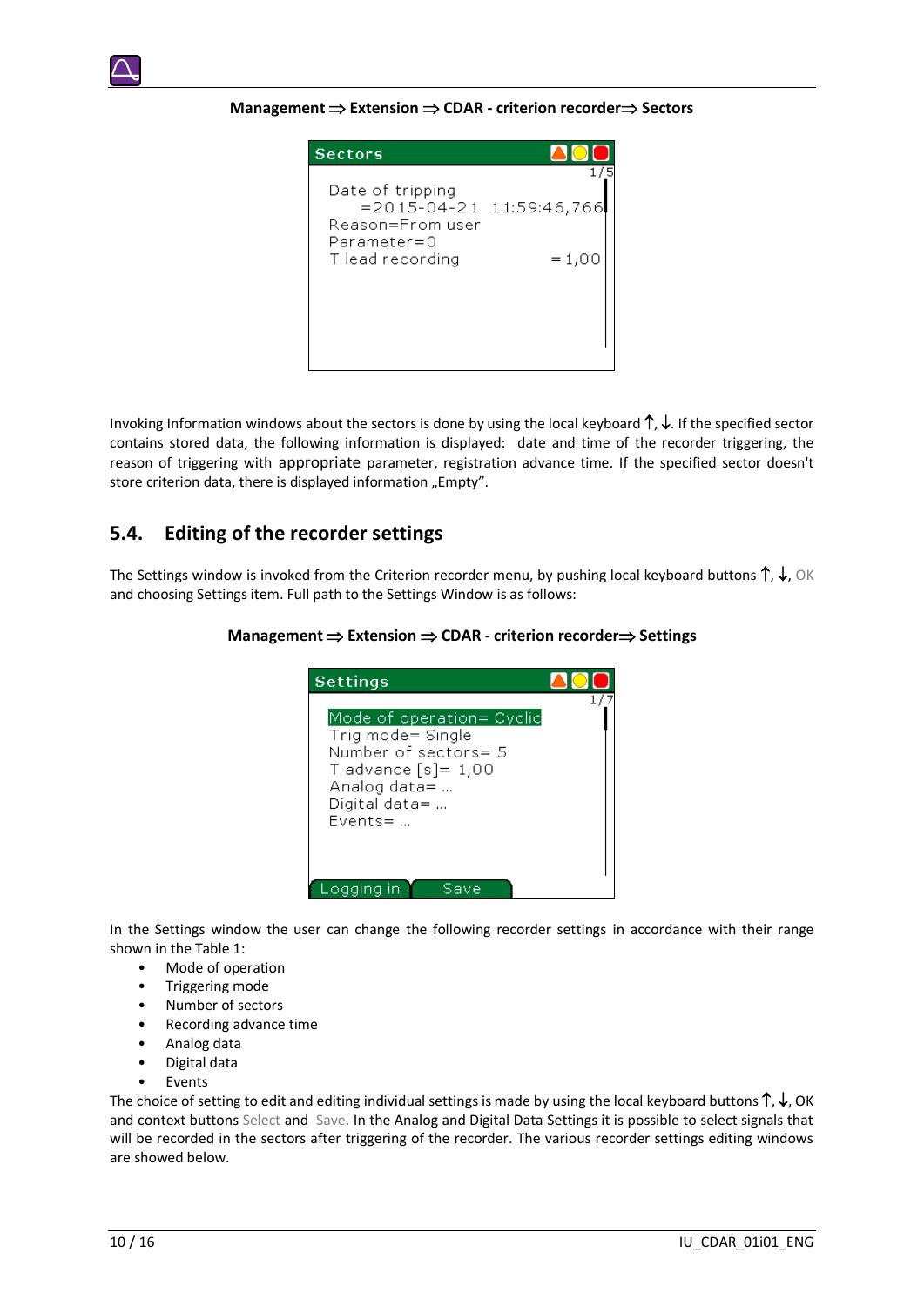**Management ⇒ Extension ⇒ CDAR - criterion recorder⇒ Sectors**

Invoking Information windows about the sectors is done by using the local keyboard ↑, ↓. If the specified sector contains stored data, the following information is displayed: date and time of the recorder triggering, the reason of triggering with appropriate parameter, registration advance time. If the specified sector doesn't store criterion data, there is displayed information „Empty".

## 5.4. Editing of the recorder settings

The Settings window is invoked from the Criterion recorder menu, by pushing local keyboard buttons ↑, ↓, OK and choosing Settings item. Full path to the Settings Window is as follows:

**Management ⇒ Extension ⇒ CDAR - criterion recorder⇒ Settings**

In the Settings window the user can change the following recorder settings in accordance with their range shown in the Table 1:

- Mode of operation
- Triggering mode
- Number of sectors
- Recording advance time
- Analog data
- Digital data
- Events

The choice of setting to edit and editing individual settings is made by using the local keyboard buttons ↑, ↓, OK and context buttons Select and Save. In the Analog and Digital Data Settings it is possible to select signals that will be recorded in the sectors after triggering of the recorder. The various recorder settings editing windows are showed below.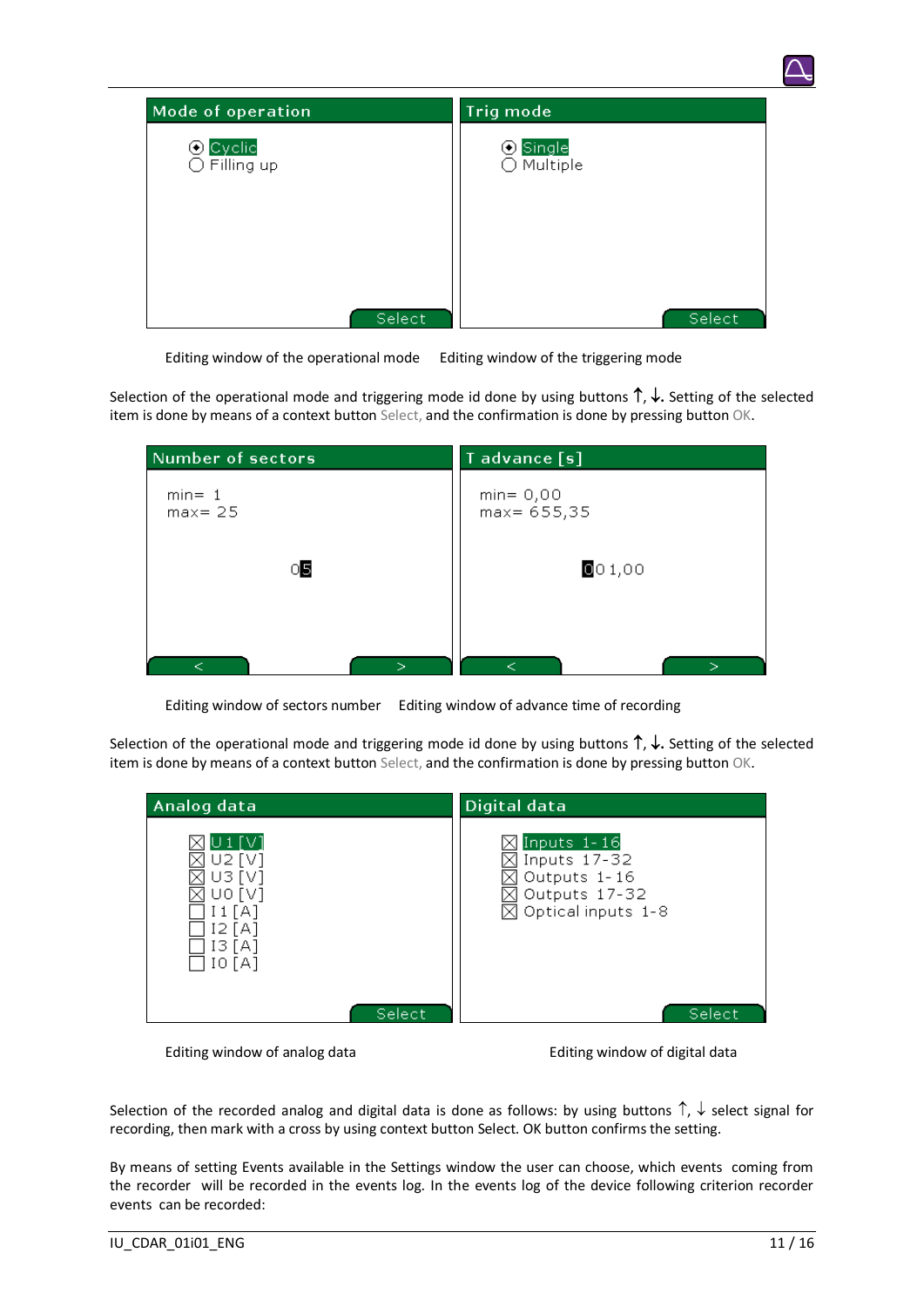| Mode of operation | Trig mode |
| --- | --- |
| ◉ Cyclic<br>○ Filling up<br><br>Select | ◉ Single<br>○ Multiple<br><br>Select |

Editing window of the operational mode        Editing window of the triggering mode

Selection of the operational mode and triggering mode id done by using buttons ↑, ↓. Setting of the selected item is done by means of a context button Select, and the confirmation is done by pressing button OK.

| Number of sectors | T advance [s] |
| --- | --- |
| min= 1<br>max= 25<br><br>05<br><br>< > | min= 0,00<br>max= 655,35<br><br>001,00<br><br>< > |

Editing window of sectors number        Editing window of advance time of recording

Selection of the operational mode and triggering mode id done by using buttons ↑, ↓. Setting of the selected item is done by means of a context button Select, and the confirmation is done by pressing button OK.

| Analog data | Digital data |
| --- | --- |
| ☒ U1 [V]<br>☒ U2 [V]<br>☒ U3 [V]<br>☒ U0 [V]<br>☐ I1 [A]<br>☐ I2 [A]<br>☐ I3 [A]<br>☐ I0 [A]<br><br>Select | ☒ Inputs 1-16<br>☒ Inputs 17-32<br>☒ Outputs 1-16<br>☒ Outputs 17-32<br>☒ Optical inputs 1-8<br><br>Select |

Editing window of analog data        Editing window of digital data

Selection of the recorded analog and digital data is done as follows: by using buttons ↑, ↓ select signal for recording, then mark with a cross by using context button Select. OK button confirms the setting.

By means of setting Events available in the Settings window the user can choose, which events coming from the recorder will be recorded in the events log. In the events log of the device following criterion recorder events can be recorded: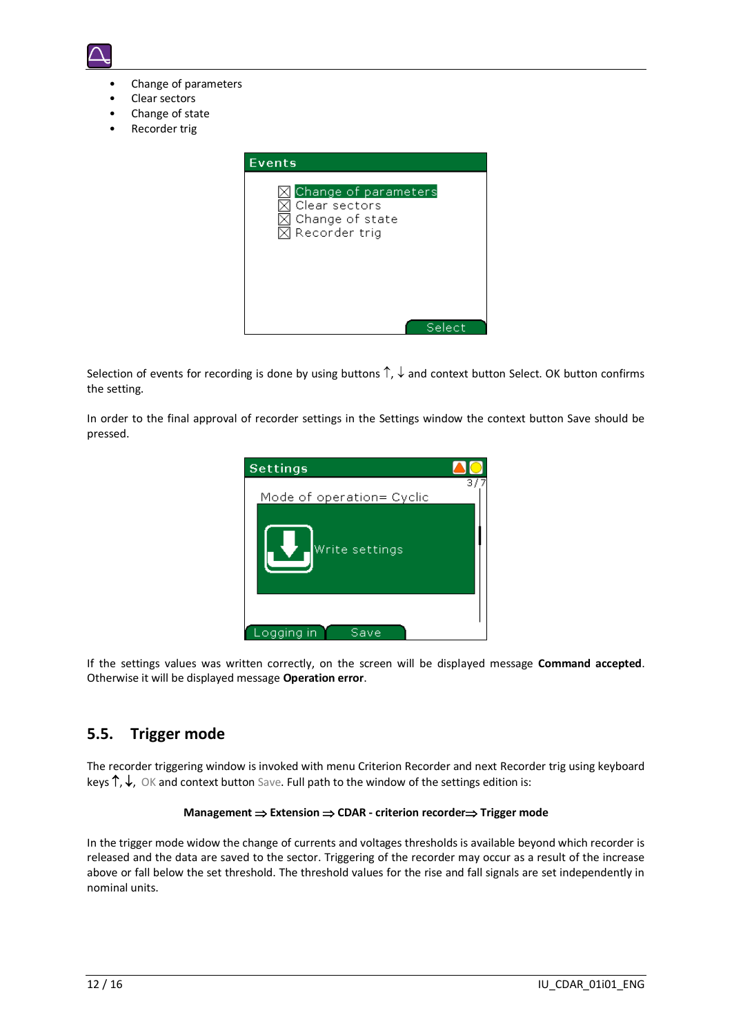- Change of parameters
- Clear sectors
- Change of state
- Recorder trig

Selection of events for recording is done by using buttons ↑, ↓ and context button Select. OK button confirms the setting.

In order to the final approval of recorder settings in the Settings window the context button Save should be pressed.

If the settings values was written correctly, on the screen will be displayed message **Command accepted**. Otherwise it will be displayed message **Operation error**.

## 5.5. Trigger mode

The recorder triggering window is invoked with menu Criterion Recorder and next Recorder trig using keyboard keys ↑, ↓, OK and context button Save. Full path to the window of the settings edition is:

**Management ⇒ Extension ⇒ CDAR - criterion recorder⇒ Trigger mode**

In the trigger mode widow the change of currents and voltages thresholds is available beyond which recorder is released and the data are saved to the sector. Triggering of the recorder may occur as a result of the increase above or fall below the set threshold. The threshold values for the rise and fall signals are set independently in nominal units.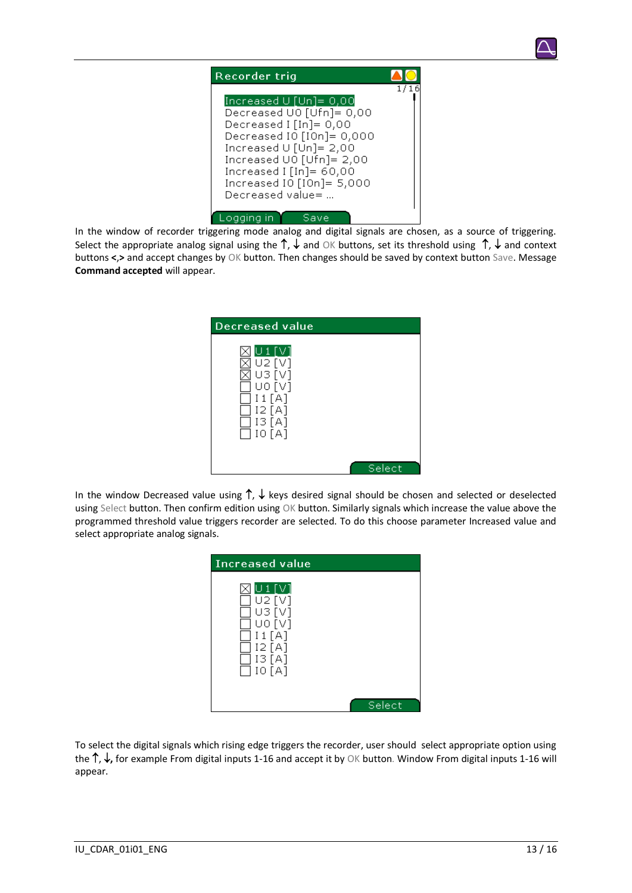Recorder trig

1/16

Increased U [Un]= 0,00
Decreased U0 [Ufn]= 0,00
Decreased I [In]= 0,00
Decreased I0 [I0n]= 0,000
Increased U [Un]= 2,00
Increased U0 [Ufn]= 2,00
Increased I [In]= 60,00
Increased I0 [I0n]= 5,000
Decreased value= ...

Logging in | Save

In the window of recorder triggering mode analog and digital signals are chosen, as a source of triggering. Select the appropriate analog signal using the ↑, ↓ and OK buttons, set its threshold using ↑, ↓ and context buttons **<,>** and accept changes by OK button. Then changes should be saved by context button Save. Message **Command accepted** will appear.

Decreased value

☒ U1 [V]
☒ U2 [V]
☒ U3 [V]
☐ U0 [V]
☐ I1 [A]
☐ I2 [A]
☐ I3 [A]
☐ I0 [A]

Select

In the window Decreased value using ↑, ↓ keys desired signal should be chosen and selected or deselected using Select button. Then confirm edition using OK button. Similarly signals which increase the value above the programmed threshold value triggers recorder are selected. To do this choose parameter Increased value and select appropriate analog signals.

Increased value

☒ U1 [V]
☐ U2 [V]
☐ U3 [V]
☐ U0 [V]
☐ I1 [A]
☐ I2 [A]
☐ I3 [A]
☐ I0 [A]

Select

To select the digital signals which rising edge triggers the recorder, user should select appropriate option using the ↑, ↓, for example From digital inputs 1-16 and accept it by OK button. Window From digital inputs 1-16 will appear.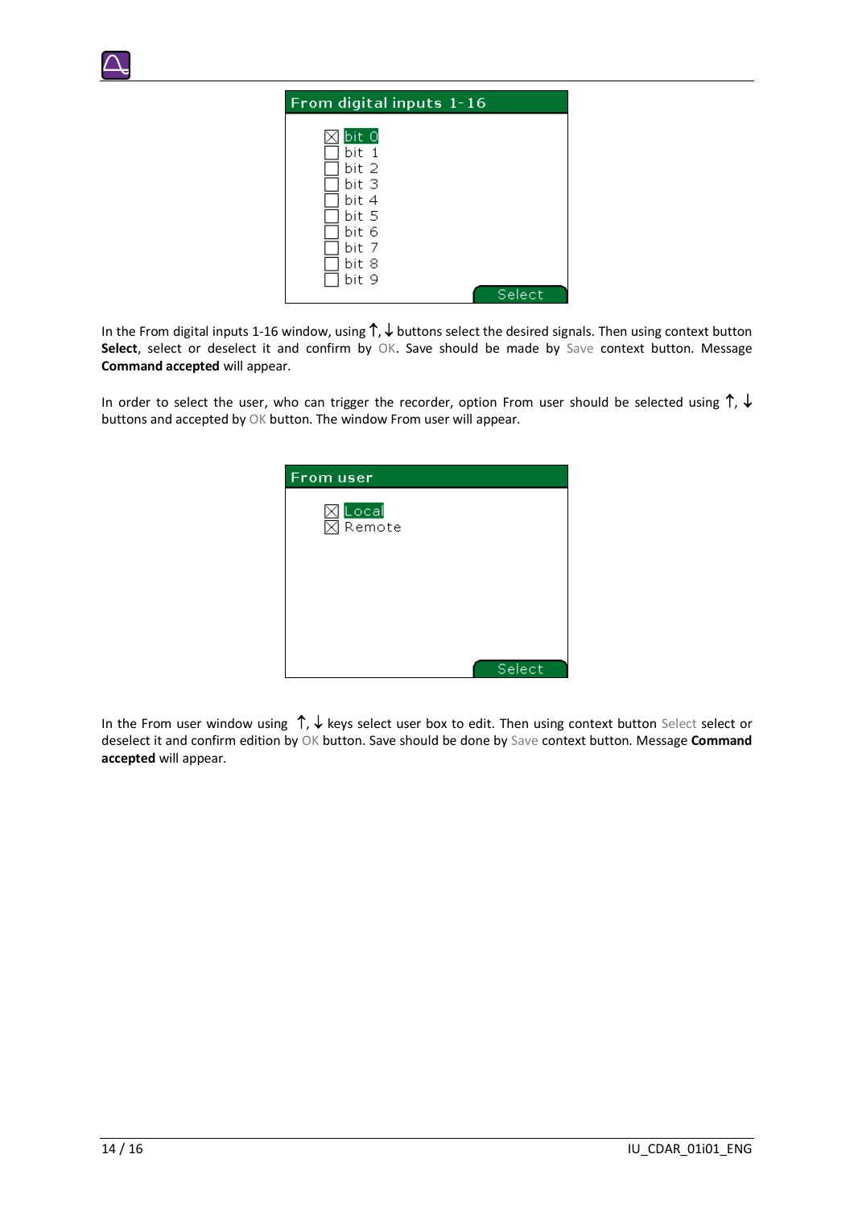**From digital inputs 1-16**

- ☒ bit 0
- ☐ bit 1
- ☐ bit 2
- ☐ bit 3
- ☐ bit 4
- ☐ bit 5
- ☐ bit 6
- ☐ bit 7
- ☐ bit 8
- ☐ bit 9

Select

In the From digital inputs 1-16 window, using ↑, ↓ buttons select the desired signals. Then using context button **Select**, select or deselect it and confirm by OK. Save should be made by Save context button. Message **Command accepted** will appear.

In order to select the user, who can trigger the recorder, option From user should be selected using ↑, ↓ buttons and accepted by OK button. The window From user will appear.

**From user**

- ☒ Local
- ☒ Remote

Select

In the From user window using ↑, ↓ keys select user box to edit. Then using context button Select select or deselect it and confirm edition by OK button. Save should be done by Save context button. Message **Command accepted** will appear.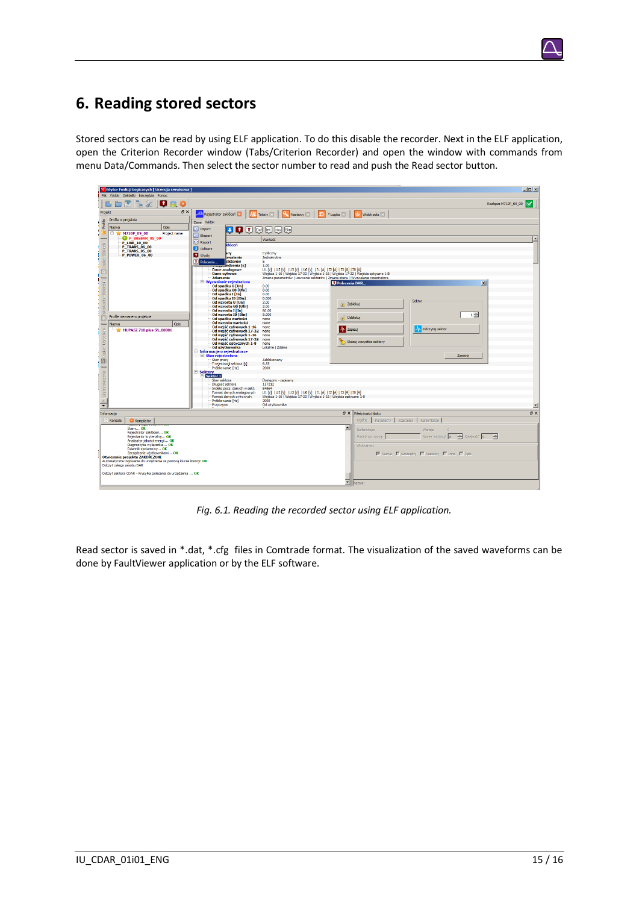# 6. Reading stored sectors

Stored sectors can be read by using ELF application. To do this disable the recorder. Next in the ELF application, open the Criterion Recorder window (Tabs/Criterion Recorder) and open the window with commands from menu Data/Commands. Then select the sector number to read and push the Read sector button.

*Fig. 6.1. Reading the recorded sector using ELF application.*

Read sector is saved in *.dat, *.cfg files in Comtrade format. The visualization of the saved waveforms can be done by FaultViewer application or by the ELF software.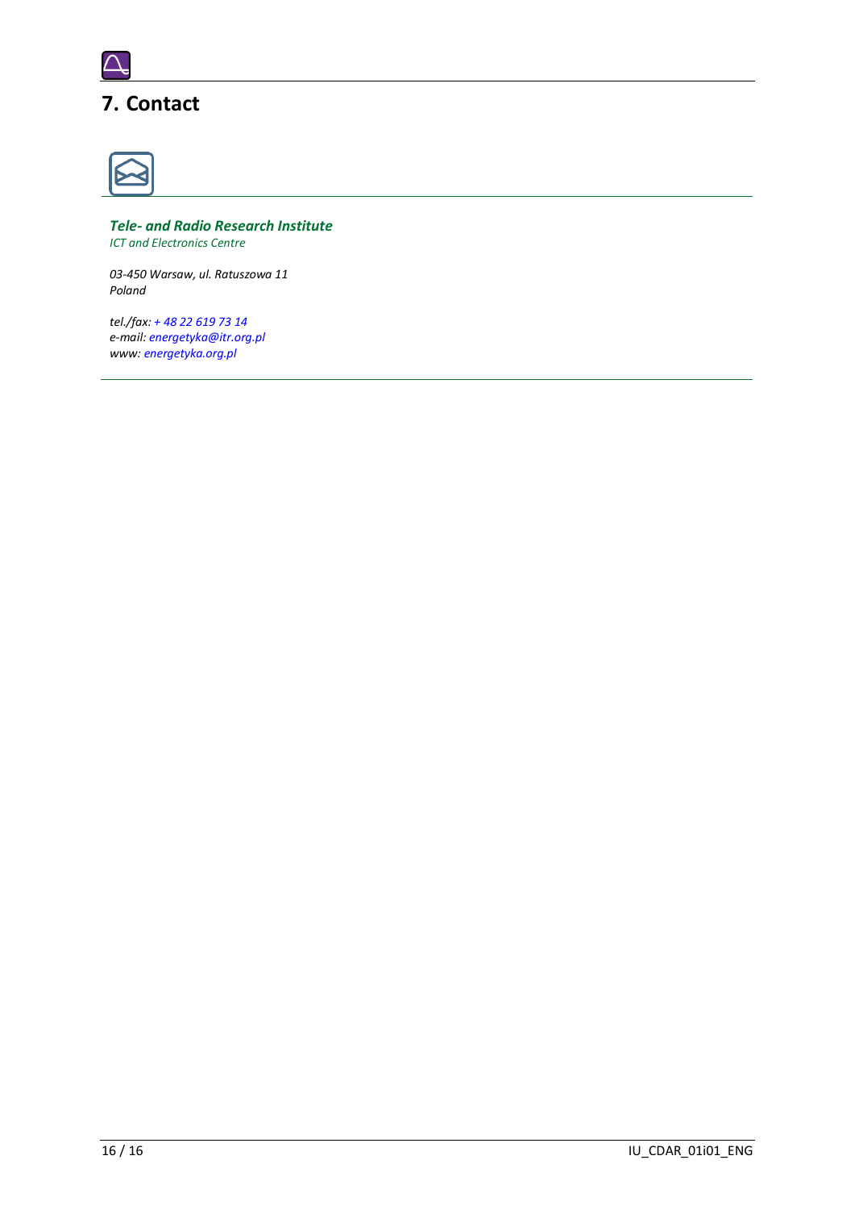# 7. Contact

***Tele- and Radio Research Institute***
*ICT and Electronics Centre*

*03-450 Warsaw, ul. Ratuszowa 11*
*Poland*

*tel./fax: + 48 22 619 73 14*
*e-mail: energetyka@itr.org.pl*
*www: energetyka.org.pl*